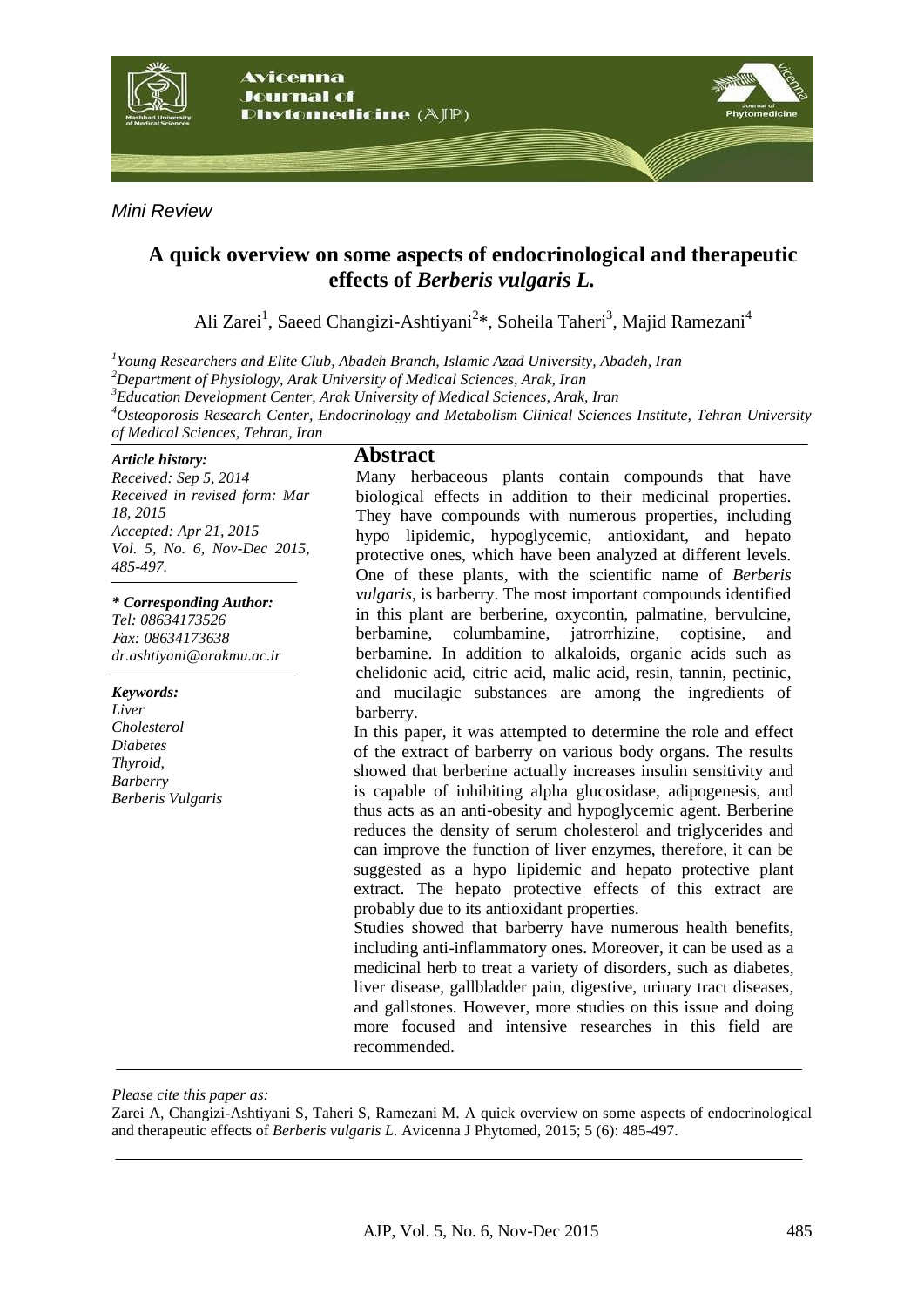*Mini Review*

# A quick overview on some aspects of endocrinological and therapeutic effects of *Berberis vulgaris L.*

Ali Zarei[1], Saeed Changizi-Ashtiyani[2]*, Soheila Taheri[3], Majid Ramezani[4]

[1]*Young Researchers and Elite Club, Abadeh Branch, Islamic Azad University, Abadeh, Iran*
[2]*Department of Physiology, Arak University of Medical Sciences, Arak, Iran*
[3]*Education Development Center, Arak University of Medical Sciences, Arak, Iran*
[4]*Osteoporosis Research Center, Endocrinology and Metabolism Clinical Sciences Institute, Tehran University of Medical Sciences, Tehran, Iran*

***Article history:***
*Received: Sep 5, 2014*
*Received in revised form: Mar 18, 2015*
*Accepted: Apr 21, 2015*
*Vol. 5, No. 6, Nov-Dec 2015, 485-497.*

***\* Corresponding Author:***
*Tel: 08634173526*
*Fax: 08634173638*
*dr.ashtiyani@arakmu.ac.ir*

***Keywords:***
*Liver*
*Cholesterol*
*Diabetes*
*Thyroid,*
*Barberry*
*Berberis Vulgaris*

## Abstract

Many herbaceous plants contain compounds that have biological effects in addition to their medicinal properties. They have compounds with numerous properties, including hypo lipidemic, hypoglycemic, antioxidant, and hepato protective ones, which have been analyzed at different levels. One of these plants, with the scientific name of *Berberis vulgaris*, is barberry. The most important compounds identified in this plant are berberine, oxycontin, palmatine, bervulcine, berbamine, columbamine, jatrorrhizine, coptisine, and berbamine. In addition to alkaloids, organic acids such as chelidonic acid, citric acid, malic acid, resin, tannin, pectinic, and mucilagic substances are among the ingredients of barberry.

In this paper, it was attempted to determine the role and effect of the extract of barberry on various body organs. The results showed that berberine actually increases insulin sensitivity and is capable of inhibiting alpha glucosidase, adipogenesis, and thus acts as an anti-obesity and hypoglycemic agent. Berberine reduces the density of serum cholesterol and triglycerides and can improve the function of liver enzymes, therefore, it can be suggested as a hypo lipidemic and hepato protective plant extract. The hepato protective effects of this extract are probably due to its antioxidant properties.

Studies showed that barberry have numerous health benefits, including anti-inflammatory ones. Moreover, it can be used as a medicinal herb to treat a variety of disorders, such as diabetes, liver disease, gallbladder pain, digestive, urinary tract diseases, and gallstones. However, more studies on this issue and doing more focused and intensive researches in this field are recommended.

*Please cite this paper as:*

Zarei A, Changizi-Ashtiyani S, Taheri S, Ramezani M. A quick overview on some aspects of endocrinological and therapeutic effects of *Berberis vulgaris L.* Avicenna J Phytomed, 2015; 5 (6): 485-497.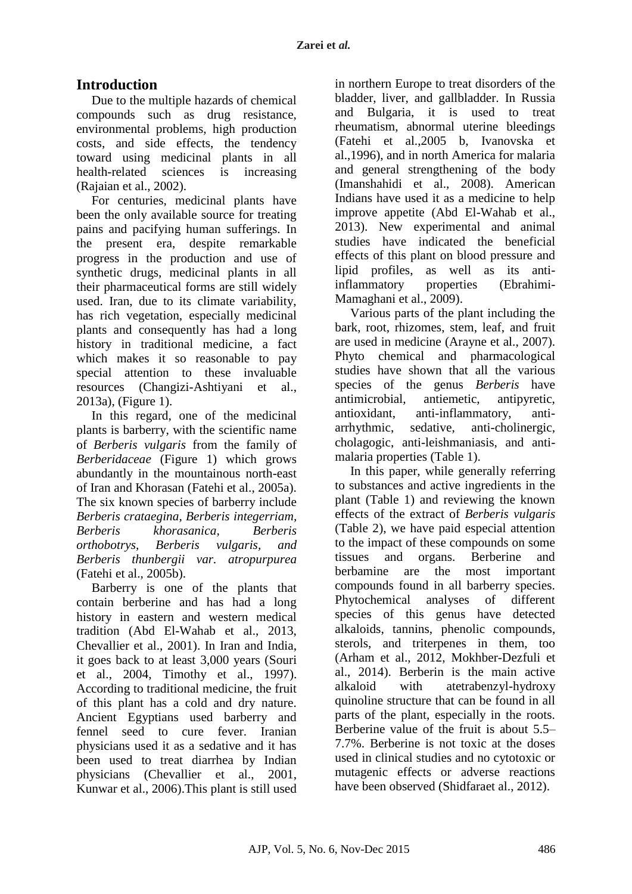## Introduction

Due to the multiple hazards of chemical compounds such as drug resistance, environmental problems, high production costs, and side effects, the tendency toward using medicinal plants in all health-related sciences is increasing (Rajaian et al., 2002).

For centuries, medicinal plants have been the only available source for treating pains and pacifying human sufferings. In the present era, despite remarkable progress in the production and use of synthetic drugs, medicinal plants in all their pharmaceutical forms are still widely used. Iran, due to its climate variability, has rich vegetation, especially medicinal plants and consequently has had a long history in traditional medicine, a fact which makes it so reasonable to pay special attention to these invaluable resources (Changizi-Ashtiyani et al., 2013a), (Figure 1).

In this regard, one of the medicinal plants is barberry, with the scientific name of *Berberis vulgaris* from the family of *Berberidaceae* (Figure 1) which grows abundantly in the mountainous north-east of Iran and Khorasan (Fatehi et al., 2005a). The six known species of barberry include *Berberis crataegina, Berberis integerriam, Berberis khorasanica, Berberis orthobotrys, Berberis vulgaris, and Berberis thunbergii var. atropurpurea* (Fatehi et al., 2005b).

Barberry is one of the plants that contain berberine and has had a long history in eastern and western medical tradition (Abd El-Wahab et al., 2013, Chevallier et al., 2001). In Iran and India, it goes back to at least 3,000 years (Souri et al., 2004, Timothy et al., 1997). According to traditional medicine, the fruit of this plant has a cold and dry nature. Ancient Egyptians used barberry and fennel seed to cure fever. Iranian physicians used it as a sedative and it has been used to treat diarrhea by Indian physicians (Chevallier et al., 2001, Kunwar et al., 2006).This plant is still used in northern Europe to treat disorders of the bladder, liver, and gallbladder. In Russia and Bulgaria, it is used to treat rheumatism, abnormal uterine bleedings (Fatehi et al.,2005 b, Ivanovska et al.,1996), and in north America for malaria and general strengthening of the body (Imanshahidi et al., 2008). American Indians have used it as a medicine to help improve appetite (Abd El-Wahab et al., 2013). New experimental and animal studies have indicated the beneficial effects of this plant on blood pressure and lipid profiles, as well as its anti-inflammatory properties (Ebrahimi-Mamaghani et al., 2009).

Various parts of the plant including the bark, root, rhizomes, stem, leaf, and fruit are used in medicine (Arayne et al., 2007). Phyto chemical and pharmacological studies have shown that all the various species of the genus *Berberis* have antimicrobial, antiemetic, antipyretic, antioxidant, anti-inflammatory, anti-arrhythmic, sedative, anti-cholinergic, cholagogic, anti-leishmaniasis, and anti-malaria properties (Table 1).

In this paper, while generally referring to substances and active ingredients in the plant (Table 1) and reviewing the known effects of the extract of *Berberis vulgaris* (Table 2), we have paid especial attention to the impact of these compounds on some tissues and organs. Berberine and berbamine are the most important compounds found in all barberry species. Phytochemical analyses of different species of this genus have detected alkaloids, tannins, phenolic compounds, sterols, and triterpenes in them, too (Arham et al., 2012, Mokhber-Dezfuli et al., 2014). Berberin is the main active alkaloid with atetrabenzyl-hydroxy quinoline structure that can be found in all parts of the plant, especially in the roots. Berberine value of the fruit is about 5.5–7.7%. Berberine is not toxic at the doses used in clinical studies and no cytotoxic or mutagenic effects or adverse reactions have been observed (Shidfaraet al., 2012).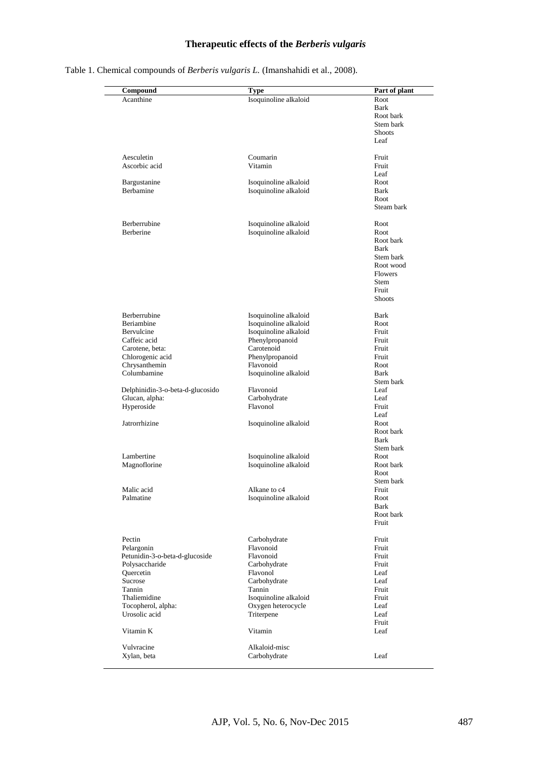Table 1. Chemical compounds of *Berberis vulgaris L.* (Imanshahidi et al., 2008).

| Compound | Type | Part of plant |
|---|---|---|
| Acanthine | Isoquinoline alkaloid | Root |
| | | Bark |
| | | Root bark |
| | | Stem bark |
| | | Shoots |
| | | Leaf |
| Aesculetin | Coumarin | Fruit |
| Ascorbic acid | Vitamin | Fruit |
| | | Leaf |
| Bargustanine | Isoquinoline alkaloid | Root |
| Berbamine | Isoquinoline alkaloid | Bark |
| | | Root |
| | | Steam bark |
| Berberrubine | Isoquinoline alkaloid | Root |
| Berberine | Isoquinoline alkaloid | Root |
| | | Root bark |
| | | Bark |
| | | Stem bark |
| | | Root wood |
| | | Flowers |
| | | Stem |
| | | Fruit |
| | | Shoots |
| Berberrubine | Isoquinoline alkaloid | Bark |
| Beriambine | Isoquinoline alkaloid | Root |
| Bervulcine | Isoquinoline alkaloid | Fruit |
| Caffeic acid | Phenylpropanoid | Fruit |
| Carotene, beta: | Carotenoid | Fruit |
| Chlorogenic acid | Phenylpropanoid | Fruit |
| Chrysanthemin | Flavonoid | Root |
| Columbamine | Isoquinoline alkaloid | Bark |
| | | Stem bark |
| Delphinidin-3-o-beta-d-glucosido | Flavonoid | Leaf |
| Glucan, alpha: | Carbohydrate | Leaf |
| Hyperoside | Flavonol | Fruit |
| | | Leaf |
| Jatrorrhizine | Isoquinoline alkaloid | Root |
| | | Root bark |
| | | Bark |
| | | Stem bark |
| Lambertine | Isoquinoline alkaloid | Root |
| Magnoflorine | Isoquinoline alkaloid | Root bark |
| | | Root |
| | | Stem bark |
| Malic acid | Alkane to c4 | Fruit |
| Palmatine | Isoquinoline alkaloid | Root |
| | | Bark |
| | | Root bark |
| | | Fruit |
| Pectin | Carbohydrate | Fruit |
| Pelargonin | Flavonoid | Fruit |
| Petunidin-3-o-beta-d-glucoside | Flavonoid | Fruit |
| Polysaccharide | Carbohydrate | Fruit |
| Quercetin | Flavonol | Leaf |
| Sucrose | Carbohydrate | Leaf |
| Tannin | Tannin | Fruit |
| Thaliemidine | Isoquinoline alkaloid | Fruit |
| Tocopherol, alpha: | Oxygen heterocycle | Leaf |
| Urosolic acid | Triterpene | Leaf |
| | | Fruit |
| Vitamin K | Vitamin | Leaf |
| Vulvracine | Alkaloid-misc | |
| Xylan, beta | Carbohydrate | Leaf |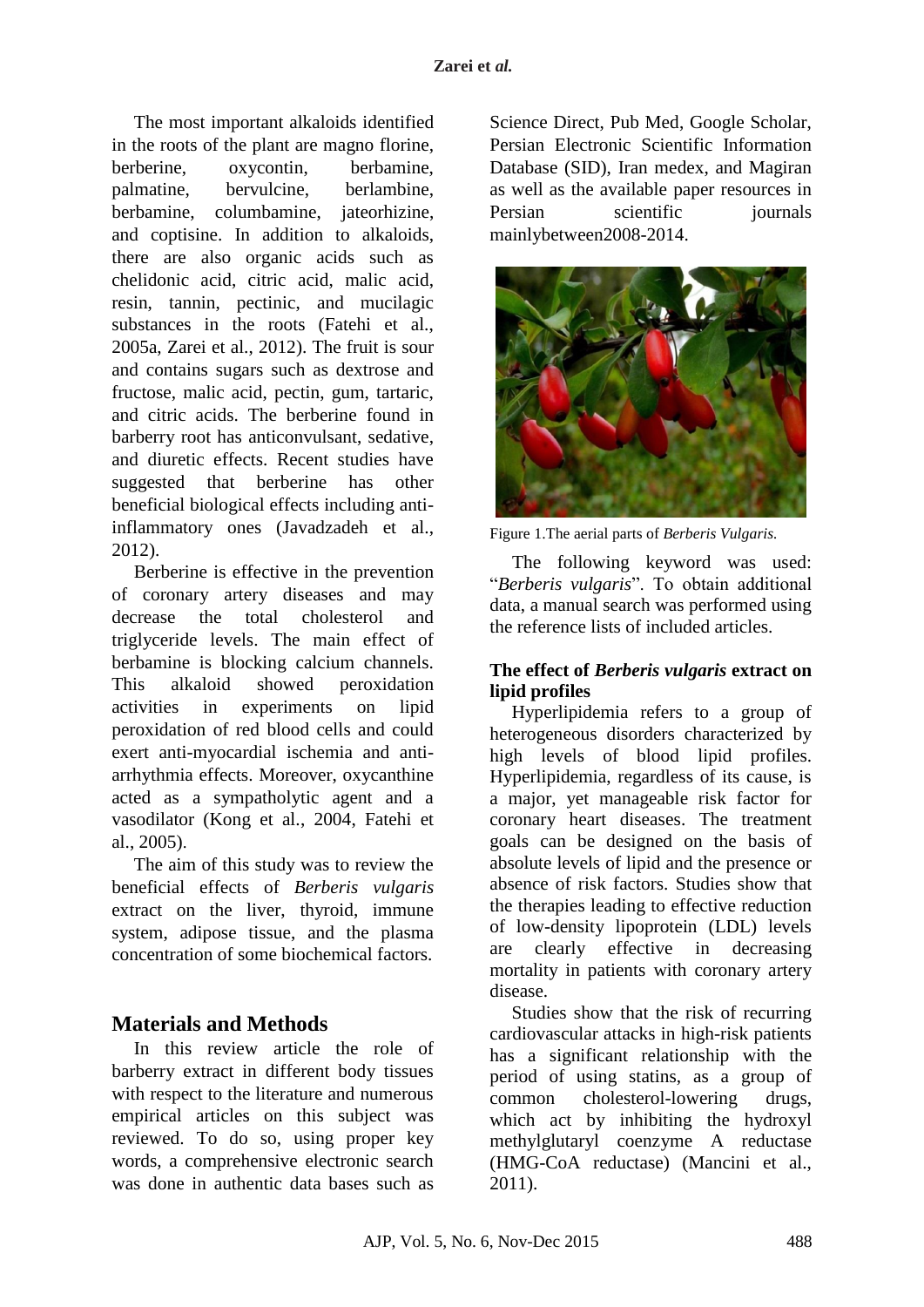The most important alkaloids identified in the roots of the plant are magno florine, berberine, oxycontin, berbamine, palmatine, bervulcine, berlambine, berbamine, columbamine, jateorhizine, and coptisine. In addition to alkaloids, there are also organic acids such as chelidonic acid, citric acid, malic acid, resin, tannin, pectinic, and mucilagic substances in the roots (Fatehi et al., 2005a, Zarei et al., 2012). The fruit is sour and contains sugars such as dextrose and fructose, malic acid, pectin, gum, tartaric, and citric acids. The berberine found in barberry root has anticonvulsant, sedative, and diuretic effects. Recent studies have suggested that berberine has other beneficial biological effects including anti-inflammatory ones (Javadzadeh et al., 2012).

Berberine is effective in the prevention of coronary artery diseases and may decrease the total cholesterol and triglyceride levels. The main effect of berbamine is blocking calcium channels. This alkaloid showed peroxidation activities in experiments on lipid peroxidation of red blood cells and could exert anti-myocardial ischemia and anti-arrhythmia effects. Moreover, oxycanthine acted as a sympatholytic agent and a vasodilator (Kong et al., 2004, Fatehi et al., 2005).

The aim of this study was to review the beneficial effects of *Berberis vulgaris* extract on the liver, thyroid, immune system, adipose tissue, and the plasma concentration of some biochemical factors.

## Materials and Methods

In this review article the role of barberry extract in different body tissues with respect to the literature and numerous empirical articles on this subject was reviewed. To do so, using proper key words, a comprehensive electronic search was done in authentic data bases such as Science Direct, Pub Med, Google Scholar, Persian Electronic Scientific Information Database (SID), Iran medex, and Magiran as well as the available paper resources in Persian scientific journals mainlybetween2008-2014.

Figure 1.The aerial parts of *Berberis Vulgaris.*

The following keyword was used: "*Berberis vulgaris*". To obtain additional data, a manual search was performed using the reference lists of included articles.

### The effect of *Berberis vulgaris* extract on lipid profiles

Hyperlipidemia refers to a group of heterogeneous disorders characterized by high levels of blood lipid profiles. Hyperlipidemia, regardless of its cause, is a major, yet manageable risk factor for coronary heart diseases. The treatment goals can be designed on the basis of absolute levels of lipid and the presence or absence of risk factors. Studies show that the therapies leading to effective reduction of low-density lipoprotein (LDL) levels are clearly effective in decreasing mortality in patients with coronary artery disease.

Studies show that the risk of recurring cardiovascular attacks in high-risk patients has a significant relationship with the period of using statins, as a group of common cholesterol-lowering drugs, which act by inhibiting the hydroxyl methylglutaryl coenzyme A reductase (HMG-CoA reductase) (Mancini et al., 2011).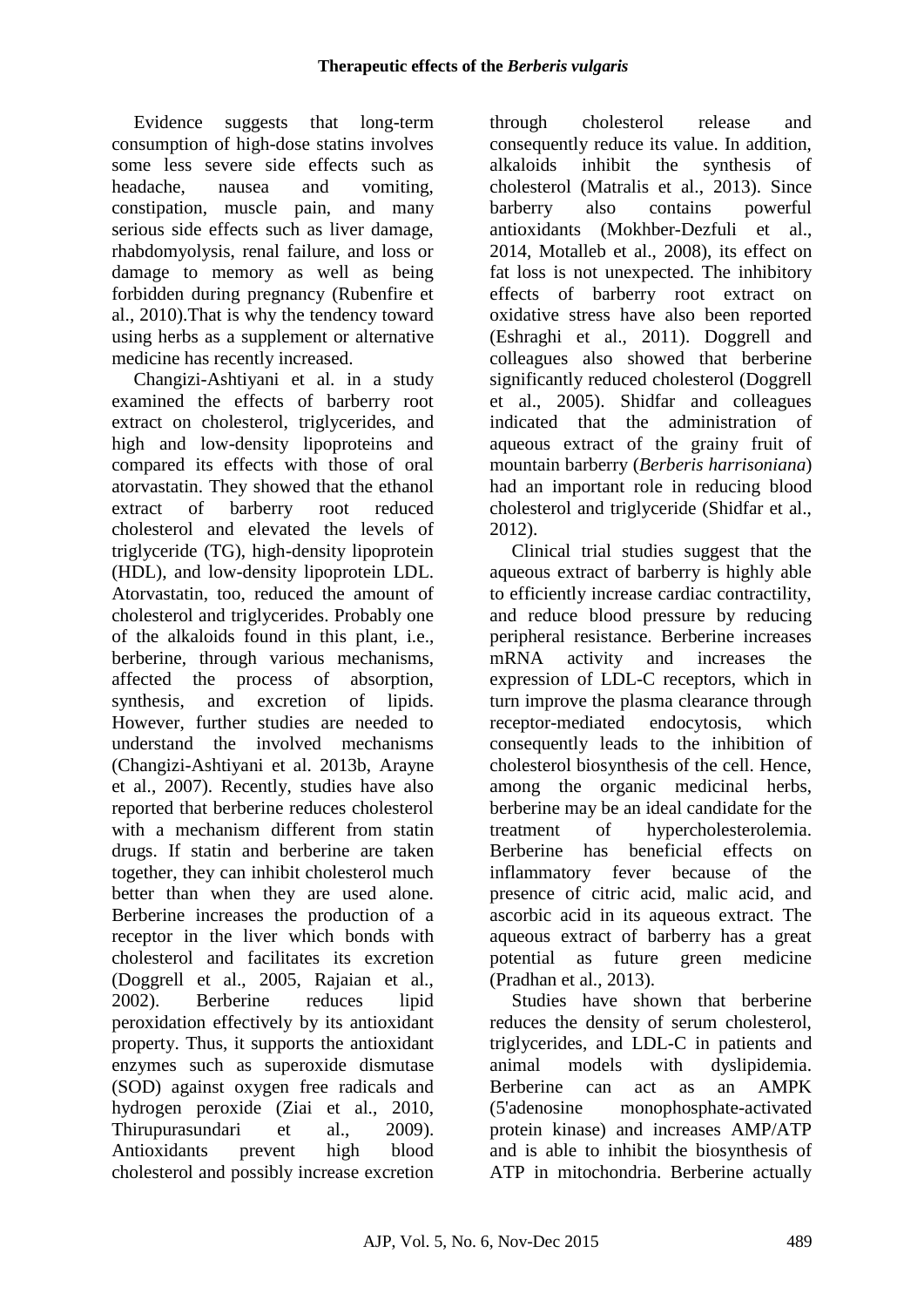Evidence suggests that long-term consumption of high-dose statins involves some less severe side effects such as headache, nausea and vomiting, constipation, muscle pain, and many serious side effects such as liver damage, rhabdomyolysis, renal failure, and loss or damage to memory as well as being forbidden during pregnancy (Rubenfire et al., 2010).That is why the tendency toward using herbs as a supplement or alternative medicine has recently increased.

Changizi-Ashtiyani et al. in a study examined the effects of barberry root extract on cholesterol, triglycerides, and high and low-density lipoproteins and compared its effects with those of oral atorvastatin. They showed that the ethanol extract of barberry root reduced cholesterol and elevated the levels of triglyceride (TG), high-density lipoprotein (HDL), and low-density lipoprotein LDL. Atorvastatin, too, reduced the amount of cholesterol and triglycerides. Probably one of the alkaloids found in this plant, i.e., berberine, through various mechanisms, affected the process of absorption, synthesis, and excretion of lipids. However, further studies are needed to understand the involved mechanisms (Changizi-Ashtiyani et al. 2013b, Arayne et al., 2007). Recently, studies have also reported that berberine reduces cholesterol with a mechanism different from statin drugs. If statin and berberine are taken together, they can inhibit cholesterol much better than when they are used alone. Berberine increases the production of a receptor in the liver which bonds with cholesterol and facilitates its excretion (Doggrell et al., 2005, Rajaian et al., 2002). Berberine reduces lipid peroxidation effectively by its antioxidant property. Thus, it supports the antioxidant enzymes such as superoxide dismutase (SOD) against oxygen free radicals and hydrogen peroxide (Ziai et al., 2010, Thirupurasundari et al., 2009). Antioxidants prevent high blood cholesterol and possibly increase excretion through cholesterol release and consequently reduce its value. In addition, alkaloids inhibit the synthesis of cholesterol (Matralis et al., 2013). Since barberry also contains powerful antioxidants (Mokhber-Dezfuli et al., 2014, Motalleb et al., 2008), its effect on fat loss is not unexpected. The inhibitory effects of barberry root extract on oxidative stress have also been reported (Eshraghi et al., 2011). Doggrell and colleagues also showed that berberine significantly reduced cholesterol (Doggrell et al., 2005). Shidfar and colleagues indicated that the administration of aqueous extract of the grainy fruit of mountain barberry (*Berberis harrisoniana*) had an important role in reducing blood cholesterol and triglyceride (Shidfar et al., 2012).

Clinical trial studies suggest that the aqueous extract of barberry is highly able to efficiently increase cardiac contractility, and reduce blood pressure by reducing peripheral resistance. Berberine increases mRNA activity and increases the expression of LDL-C receptors, which in turn improve the plasma clearance through receptor-mediated endocytosis, which consequently leads to the inhibition of cholesterol biosynthesis of the cell. Hence, among the organic medicinal herbs, berberine may be an ideal candidate for the treatment of hypercholesterolemia. Berberine has beneficial effects on inflammatory fever because of the presence of citric acid, malic acid, and ascorbic acid in its aqueous extract. The aqueous extract of barberry has a great potential as future green medicine (Pradhan et al., 2013).

Studies have shown that berberine reduces the density of serum cholesterol, triglycerides, and LDL-C in patients and animal models with dyslipidemia. Berberine can act as an AMPK (5'adenosine monophosphate-activated protein kinase) and increases AMP/ATP and is able to inhibit the biosynthesis of ATP in mitochondria. Berberine actually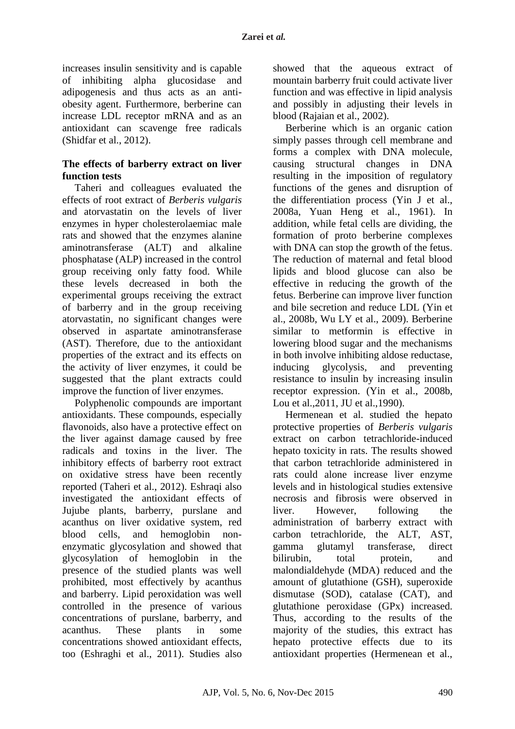increases insulin sensitivity and is capable of inhibiting alpha glucosidase and adipogenesis and thus acts as an anti-obesity agent. Furthermore, berberine can increase LDL receptor mRNA and as an antioxidant can scavenge free radicals (Shidfar et al., 2012).

### The effects of barberry extract on liver function tests

Taheri and colleagues evaluated the effects of root extract of *Berberis vulgaris* and atorvastatin on the levels of liver enzymes in hyper cholesterolaemiac male rats and showed that the enzymes alanine aminotransferase (ALT) and alkaline phosphatase (ALP) increased in the control group receiving only fatty food. While these levels decreased in both the experimental groups receiving the extract of barberry and in the group receiving atorvastatin, no significant changes were observed in aspartate aminotransferase (AST). Therefore, due to the antioxidant properties of the extract and its effects on the activity of liver enzymes, it could be suggested that the plant extracts could improve the function of liver enzymes.

Polyphenolic compounds are important antioxidants. These compounds, especially flavonoids, also have a protective effect on the liver against damage caused by free radicals and toxins in the liver. The inhibitory effects of barberry root extract on oxidative stress have been recently reported (Taheri et al., 2012). Eshraqi also investigated the antioxidant effects of Jujube plants, barberry, purslane and acanthus on liver oxidative system, red blood cells, and hemoglobin non-enzymatic glycosylation and showed that glycosylation of hemoglobin in the presence of the studied plants was well prohibited, most effectively by acanthus and barberry. Lipid peroxidation was well controlled in the presence of various concentrations of purslane, barberry, and acanthus. These plants in some concentrations showed antioxidant effects, too (Eshraghi et al., 2011). Studies also showed that the aqueous extract of mountain barberry fruit could activate liver function and was effective in lipid analysis and possibly in adjusting their levels in blood (Rajaian et al., 2002).

Berberine which is an organic cation simply passes through cell membrane and forms a complex with DNA molecule, causing structural changes in DNA resulting in the imposition of regulatory functions of the genes and disruption of the differentiation process (Yin J et al., 2008a, Yuan Heng et al., 1961). In addition, while fetal cells are dividing, the formation of proto berberine complexes with DNA can stop the growth of the fetus. The reduction of maternal and fetal blood lipids and blood glucose can also be effective in reducing the growth of the fetus. Berberine can improve liver function and bile secretion and reduce LDL (Yin et al., 2008b, Wu LY et al., 2009). Berberine similar to metformin is effective in lowering blood sugar and the mechanisms in both involve inhibiting aldose reductase, inducing glycolysis, and preventing resistance to insulin by increasing insulin receptor expression. (Yin et al., 2008b, Lou et al.,2011, JU et al.,1990).

Hermenean et al. studied the hepato protective properties of *Berberis vulgaris* extract on carbon tetrachloride-induced hepato toxicity in rats. The results showed that carbon tetrachloride administered in rats could alone increase liver enzyme levels and in histological studies extensive necrosis and fibrosis were observed in liver. However, following the administration of barberry extract with carbon tetrachloride, the ALT, AST, gamma glutamyl transferase, direct bilirubin, total protein, and malondialdehyde (MDA) reduced and the amount of glutathione (GSH), superoxide dismutase (SOD), catalase (CAT), and glutathione peroxidase (GPx) increased. Thus, according to the results of the majority of the studies, this extract has hepato protective effects due to its antioxidant properties (Hermenean et al.,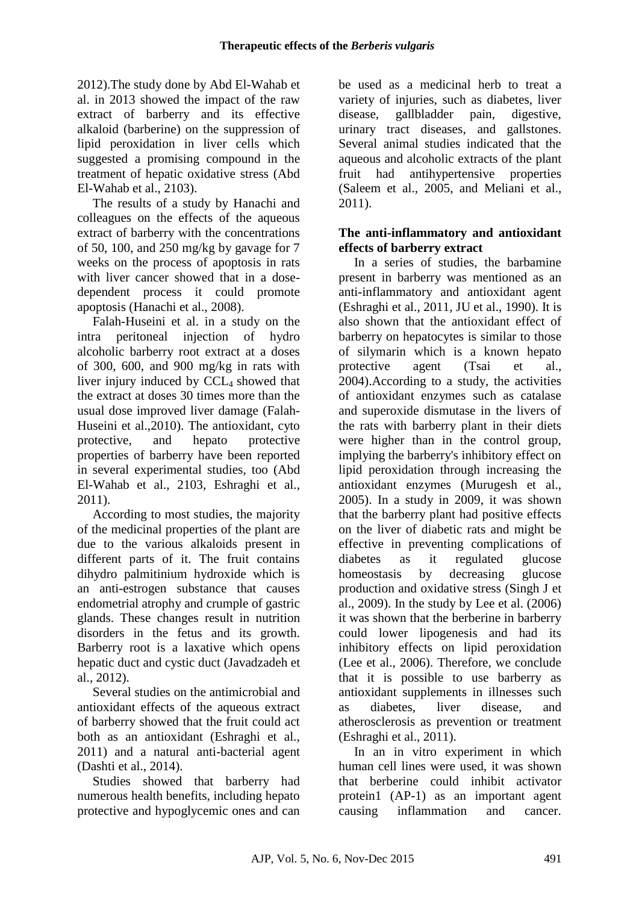2012).The study done by Abd El-Wahab et al. in 2013 showed the impact of the raw extract of barberry and its effective alkaloid (barberine) on the suppression of lipid peroxidation in liver cells which suggested a promising compound in the treatment of hepatic oxidative stress (Abd El-Wahab et al., 2103).

The results of a study by Hanachi and colleagues on the effects of the aqueous extract of barberry with the concentrations of 50, 100, and 250 mg/kg by gavage for 7 weeks on the process of apoptosis in rats with liver cancer showed that in a dose-dependent process it could promote apoptosis (Hanachi et al., 2008).

Falah-Huseini et al. in a study on the intra peritoneal injection of hydro alcoholic barberry root extract at a doses of 300, 600, and 900 mg/kg in rats with liver injury induced by $CCL_4$ showed that the extract at doses 30 times more than the usual dose improved liver damage (Falah-Huseini et al.,2010). The antioxidant, cyto protective, and hepato protective properties of barberry have been reported in several experimental studies, too (Abd El-Wahab et al., 2103, Eshraghi et al., 2011).

According to most studies, the majority of the medicinal properties of the plant are due to the various alkaloids present in different parts of it. The fruit contains dihydro palmitinium hydroxide which is an anti-estrogen substance that causes endometrial atrophy and crumple of gastric glands. These changes result in nutrition disorders in the fetus and its growth. Barberry root is a laxative which opens hepatic duct and cystic duct (Javadzadeh et al., 2012).

Several studies on the antimicrobial and antioxidant effects of the aqueous extract of barberry showed that the fruit could act both as an antioxidant (Eshraghi et al., 2011) and a natural anti-bacterial agent (Dashti et al., 2014).

Studies showed that barberry had numerous health benefits, including hepato protective and hypoglycemic ones and can be used as a medicinal herb to treat a variety of injuries, such as diabetes, liver disease, gallbladder pain, digestive, urinary tract diseases, and gallstones. Several animal studies indicated that the aqueous and alcoholic extracts of the plant fruit had antihypertensive properties (Saleem et al., 2005, and Meliani et al., 2011).

**The anti-inflammatory and antioxidant effects of barberry extract**

In a series of studies, the barbamine present in barberry was mentioned as an anti-inflammatory and antioxidant agent (Eshraghi et al., 2011, JU et al., 1990). It is also shown that the antioxidant effect of barberry on hepatocytes is similar to those of silymarin which is a known hepato protective agent (Tsai et al., 2004).According to a study, the activities of antioxidant enzymes such as catalase and superoxide dismutase in the livers of the rats with barberry plant in their diets were higher than in the control group, implying the barberry's inhibitory effect on lipid peroxidation through increasing the antioxidant enzymes (Murugesh et al., 2005). In a study in 2009, it was shown that the barberry plant had positive effects on the liver of diabetic rats and might be effective in preventing complications of diabetes as it regulated glucose homeostasis by decreasing glucose production and oxidative stress (Singh J et al., 2009). In the study by Lee et al. (2006) it was shown that the berberine in barberry could lower lipogenesis and had its inhibitory effects on lipid peroxidation (Lee et al., 2006). Therefore, we conclude that it is possible to use barberry as antioxidant supplements in illnesses such as diabetes, liver disease, and atherosclerosis as prevention or treatment (Eshraghi et al., 2011).

In an in vitro experiment in which human cell lines were used, it was shown that berberine could inhibit activator protein1 (AP-1) as an important agent causing inflammation and cancer.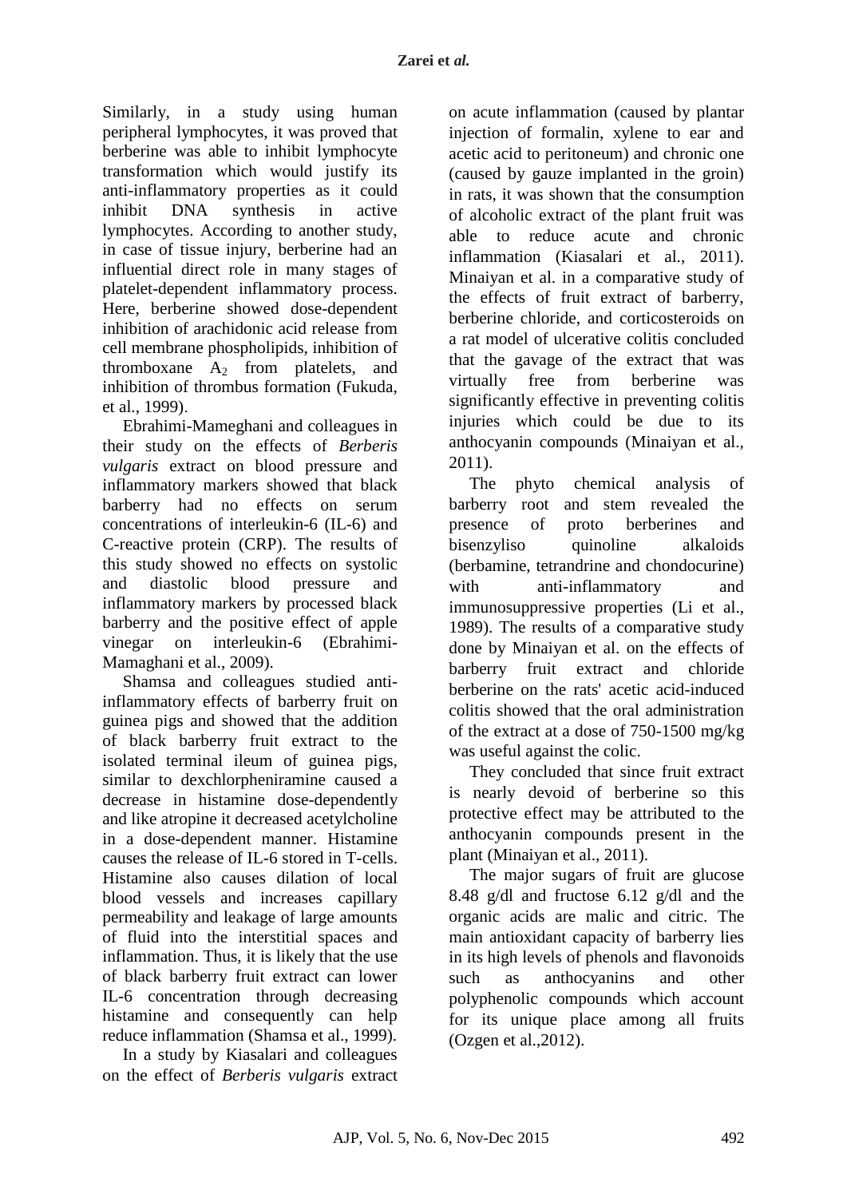Similarly, in a study using human peripheral lymphocytes, it was proved that berberine was able to inhibit lymphocyte transformation which would justify its anti-inflammatory properties as it could inhibit DNA synthesis in active lymphocytes. According to another study, in case of tissue injury, berberine had an influential direct role in many stages of platelet-dependent inflammatory process. Here, berberine showed dose-dependent inhibition of arachidonic acid release from cell membrane phospholipids, inhibition of thromboxane $A_2$ from platelets, and inhibition of thrombus formation (Fukuda, et al., 1999).

Ebrahimi-Mameghani and colleagues in their study on the effects of *Berberis vulgaris* extract on blood pressure and inflammatory markers showed that black barberry had no effects on serum concentrations of interleukin-6 (IL-6) and C-reactive protein (CRP). The results of this study showed no effects on systolic and diastolic blood pressure and inflammatory markers by processed black barberry and the positive effect of apple vinegar on interleukin-6 (Ebrahimi-Mamaghani et al., 2009).

Shamsa and colleagues studied anti-inflammatory effects of barberry fruit on guinea pigs and showed that the addition of black barberry fruit extract to the isolated terminal ileum of guinea pigs, similar to dexchlorpheniramine caused a decrease in histamine dose-dependently and like atropine it decreased acetylcholine in a dose-dependent manner. Histamine causes the release of IL-6 stored in T-cells. Histamine also causes dilation of local blood vessels and increases capillary permeability and leakage of large amounts of fluid into the interstitial spaces and inflammation. Thus, it is likely that the use of black barberry fruit extract can lower IL-6 concentration through decreasing histamine and consequently can help reduce inflammation (Shamsa et al., 1999).

In a study by Kiasalari and colleagues on the effect of *Berberis vulgaris* extract on acute inflammation (caused by plantar injection of formalin, xylene to ear and acetic acid to peritoneum) and chronic one (caused by gauze implanted in the groin) in rats, it was shown that the consumption of alcoholic extract of the plant fruit was able to reduce acute and chronic inflammation (Kiasalari et al., 2011). Minaiyan et al. in a comparative study of the effects of fruit extract of barberry, berberine chloride, and corticosteroids on a rat model of ulcerative colitis concluded that the gavage of the extract that was virtually free from berberine was significantly effective in preventing colitis injuries which could be due to its anthocyanin compounds (Minaiyan et al., 2011).

The phyto chemical analysis of barberry root and stem revealed the presence of proto berberines and bisenzyliso quinoline alkaloids (berbamine, tetrandrine and chondocurine) with anti-inflammatory and immunosuppressive properties (Li et al., 1989). The results of a comparative study done by Minaiyan et al. on the effects of barberry fruit extract and chloride berberine on the rats' acetic acid-induced colitis showed that the oral administration of the extract at a dose of 750-1500 mg/kg was useful against the colic.

They concluded that since fruit extract is nearly devoid of berberine so this protective effect may be attributed to the anthocyanin compounds present in the plant (Minaiyan et al., 2011).

The major sugars of fruit are glucose 8.48 g/dl and fructose 6.12 g/dl and the organic acids are malic and citric. The main antioxidant capacity of barberry lies in its high levels of phenols and flavonoids such as anthocyanins and other polyphenolic compounds which account for its unique place among all fruits (Ozgen et al.,2012).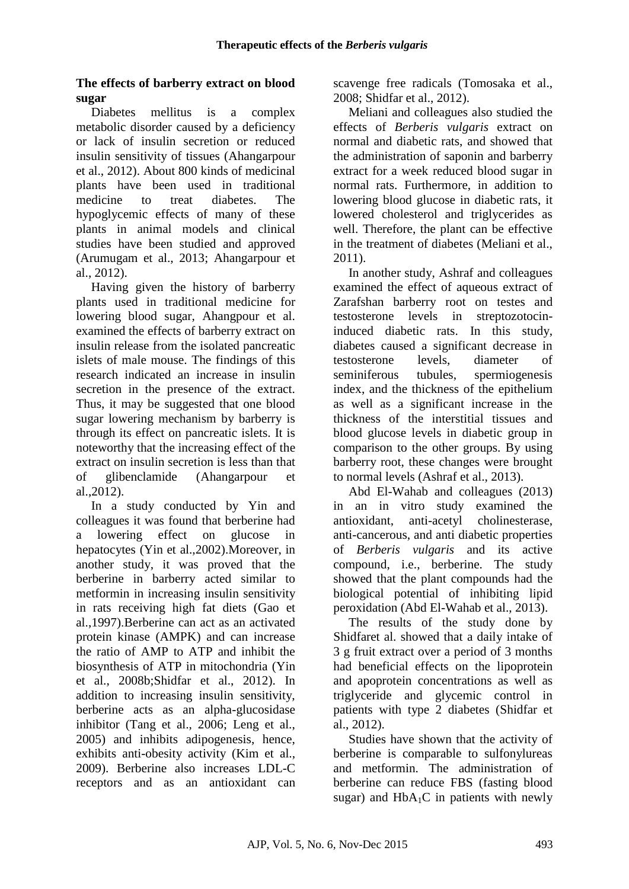## The effects of barberry extract on blood sugar

Diabetes mellitus is a complex metabolic disorder caused by a deficiency or lack of insulin secretion or reduced insulin sensitivity of tissues (Ahangarpour et al., 2012). About 800 kinds of medicinal plants have been used in traditional medicine to treat diabetes. The hypoglycemic effects of many of these plants in animal models and clinical studies have been studied and approved (Arumugam et al., 2013; Ahangarpour et al., 2012).

Having given the history of barberry plants used in traditional medicine for lowering blood sugar, Ahangpour et al. examined the effects of barberry extract on insulin release from the isolated pancreatic islets of male mouse. The findings of this research indicated an increase in insulin secretion in the presence of the extract. Thus, it may be suggested that one blood sugar lowering mechanism by barberry is through its effect on pancreatic islets. It is noteworthy that the increasing effect of the extract on insulin secretion is less than that of glibenclamide (Ahangarpour et al.,2012).

In a study conducted by Yin and colleagues it was found that berberine had a lowering effect on glucose in hepatocytes (Yin et al.,2002).Moreover, in another study, it was proved that the berberine in barberry acted similar to metformin in increasing insulin sensitivity in rats receiving high fat diets (Gao et al.,1997).Berberine can act as an activated protein kinase (AMPK) and can increase the ratio of AMP to ATP and inhibit the biosynthesis of ATP in mitochondria (Yin et al., 2008b;Shidfar et al., 2012). In addition to increasing insulin sensitivity, berberine acts as an alpha-glucosidase inhibitor (Tang et al., 2006; Leng et al., 2005) and inhibits adipogenesis, hence, exhibits anti-obesity activity (Kim et al., 2009). Berberine also increases LDL-C receptors and as an antioxidant can scavenge free radicals (Tomosaka et al., 2008; Shidfar et al., 2012).

Meliani and colleagues also studied the effects of *Berberis vulgaris* extract on normal and diabetic rats, and showed that the administration of saponin and barberry extract for a week reduced blood sugar in normal rats. Furthermore, in addition to lowering blood glucose in diabetic rats, it lowered cholesterol and triglycerides as well. Therefore, the plant can be effective in the treatment of diabetes (Meliani et al., 2011).

In another study, Ashraf and colleagues examined the effect of aqueous extract of Zarafshan barberry root on testes and testosterone levels in streptozotocin-induced diabetic rats. In this study, diabetes caused a significant decrease in testosterone levels, diameter of seminiferous tubules, spermiogenesis index, and the thickness of the epithelium as well as a significant increase in the thickness of the interstitial tissues and blood glucose levels in diabetic group in comparison to the other groups. By using barberry root, these changes were brought to normal levels (Ashraf et al., 2013).

Abd El-Wahab and colleagues (2013) in an in vitro study examined the antioxidant, anti-acetyl cholinesterase, anti-cancerous, and anti diabetic properties of *Berberis vulgaris* and its active compound, i.e., berberine. The study showed that the plant compounds had the biological potential of inhibiting lipid peroxidation (Abd El-Wahab et al., 2013).

The results of the study done by Shidfaret al. showed that a daily intake of 3 g fruit extract over a period of 3 months had beneficial effects on the lipoprotein and apoprotein concentrations as well as triglyceride and glycemic control in patients with type 2 diabetes (Shidfar et al., 2012).

Studies have shown that the activity of berberine is comparable to sulfonylureas and metformin. The administration of berberine can reduce FBS (fasting blood sugar) and $HbA_1C$ in patients with newly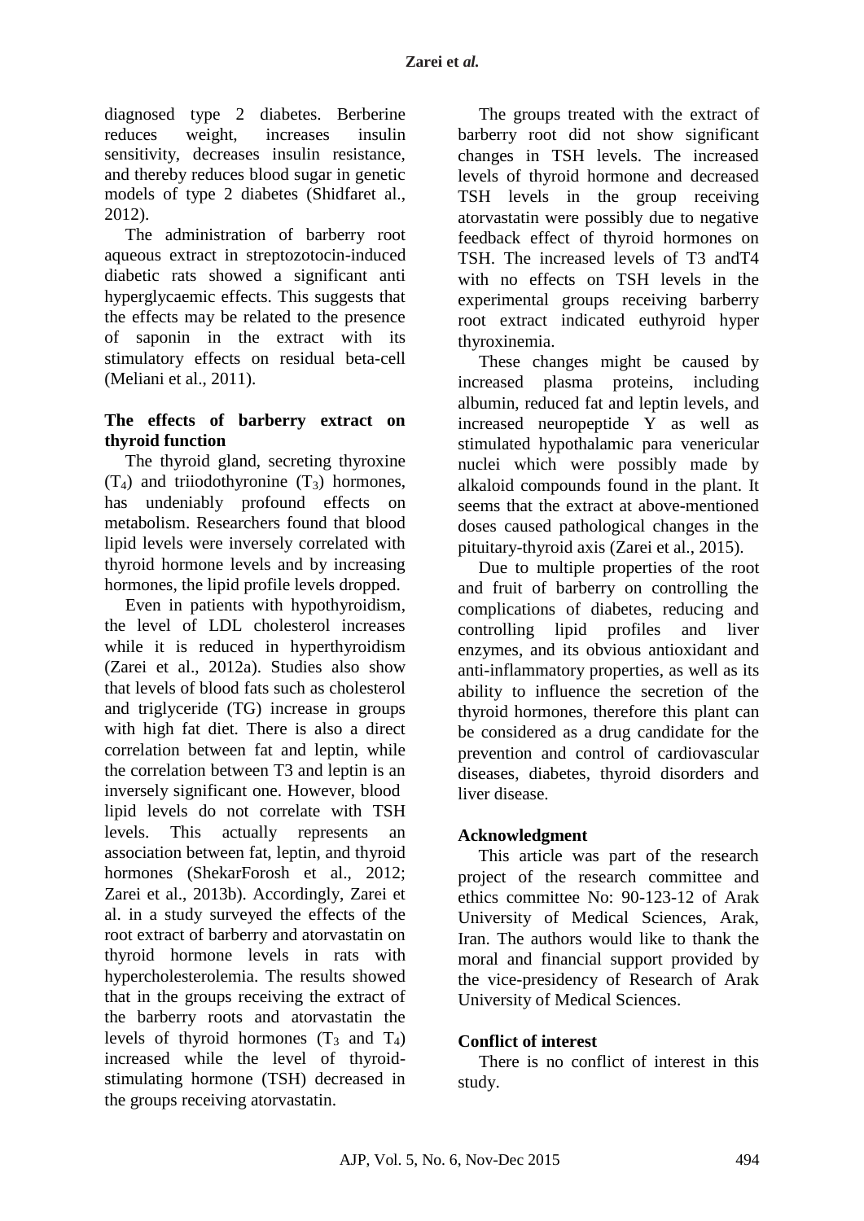diagnosed type 2 diabetes. Berberine reduces weight, increases insulin sensitivity, decreases insulin resistance, and thereby reduces blood sugar in genetic models of type 2 diabetes (Shidfaret al., 2012).

The administration of barberry root aqueous extract in streptozotocin-induced diabetic rats showed a significant anti hyperglycaemic effects. This suggests that the effects may be related to the presence of saponin in the extract with its stimulatory effects on residual beta-cell (Meliani et al., 2011).

## The effects of barberry extract on thyroid function

The thyroid gland, secreting thyroxine ($T_4$) and triiodothyronine ($T_3$) hormones, has undeniably profound effects on metabolism. Researchers found that blood lipid levels were inversely correlated with thyroid hormone levels and by increasing hormones, the lipid profile levels dropped.

Even in patients with hypothyroidism, the level of LDL cholesterol increases while it is reduced in hyperthyroidism (Zarei et al., 2012a). Studies also show that levels of blood fats such as cholesterol and triglyceride (TG) increase in groups with high fat diet. There is also a direct correlation between fat and leptin, while the correlation between T3 and leptin is an inversely significant one. However, blood lipid levels do not correlate with TSH levels. This actually represents an association between fat, leptin, and thyroid hormones (ShekarForosh et al., 2012; Zarei et al., 2013b). Accordingly, Zarei et al. in a study surveyed the effects of the root extract of barberry and atorvastatin on thyroid hormone levels in rats with hypercholesterolemia. The results showed that in the groups receiving the extract of the barberry roots and atorvastatin the levels of thyroid hormones ($T_3$ and $T_4$) increased while the level of thyroid-stimulating hormone (TSH) decreased in the groups receiving atorvastatin.

The groups treated with the extract of barberry root did not show significant changes in TSH levels. The increased levels of thyroid hormone and decreased TSH levels in the group receiving atorvastatin were possibly due to negative feedback effect of thyroid hormones on TSH. The increased levels of T3 andT4 with no effects on TSH levels in the experimental groups receiving barberry root extract indicated euthyroid hyper thyroxinemia.

These changes might be caused by increased plasma proteins, including albumin, reduced fat and leptin levels, and increased neuropeptide Y as well as stimulated hypothalamic para venericular nuclei which were possibly made by alkaloid compounds found in the plant. It seems that the extract at above-mentioned doses caused pathological changes in the pituitary-thyroid axis (Zarei et al., 2015).

Due to multiple properties of the root and fruit of barberry on controlling the complications of diabetes, reducing and controlling lipid profiles and liver enzymes, and its obvious antioxidant and anti-inflammatory properties, as well as its ability to influence the secretion of the thyroid hormones, therefore this plant can be considered as a drug candidate for the prevention and control of cardiovascular diseases, diabetes, thyroid disorders and liver disease.

## Acknowledgment

This article was part of the research project of the research committee and ethics committee No: 90-123-12 of Arak University of Medical Sciences, Arak, Iran. The authors would like to thank the moral and financial support provided by the vice-presidency of Research of Arak University of Medical Sciences.

## Conflict of interest

There is no conflict of interest in this study.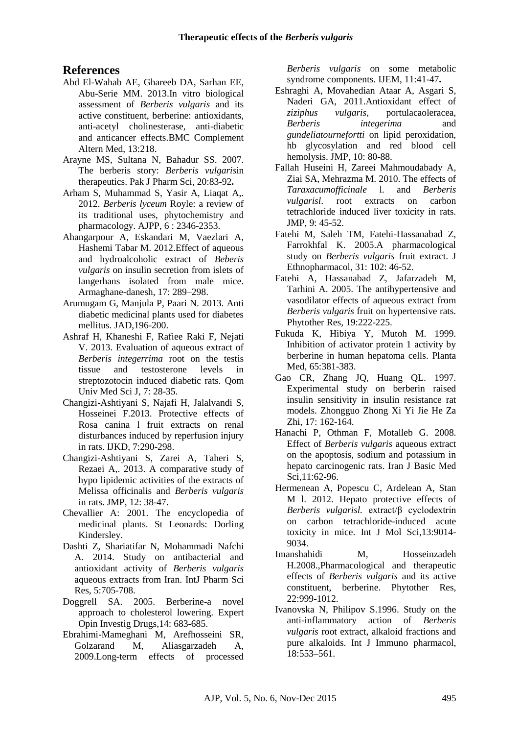## References

Abd El-Wahab AE, Ghareeb DA, Sarhan EE, Abu-Serie MM. 2013.In vitro biological assessment of *Berberis vulgaris* and its active constituent, berberine: antioxidants, anti-acetyl cholinesterase, anti-diabetic and anticancer effects.BMC Complement Altern Med, 13:218.

Arayne MS, Sultana N, Bahadur SS. 2007. The berberis story: *Berberis vulgaris*in therapeutics. Pak J Pharm Sci, 20:83-92**.**

Arham S, Muhammad S, Yasir A, Liaqat A,. 2012. *Berberis lyceum* Royle: a review of its traditional uses, phytochemistry and pharmacology. AJPP, 6 : 2346-2353.

Ahangarpour A, Eskandari M, Vaezlari A, Hashemi Tabar M. 2012.Effect of aqueous and hydroalcoholic extract of *Beberis vulgaris* on insulin secretion from islets of langerhans isolated from male mice. Armaghane-danesh, 17: 289–298.

Arumugam G, Manjula P, Paari N. 2013. Anti diabetic medicinal plants used for diabetes mellitus. JAD,196-200.

Ashraf H, Khaneshi F, Rafiee Raki F, Nejati V. 2013. Evaluation of aqueous extract of *Berberis integerrima* root on the testis tissue and testosterone levels in streptozotocin induced diabetic rats. Qom Univ Med Sci J, 7: 28-35.

Changizi-Ashtiyani S, Najafi H, Jalalvandi S, Hosseinei F.2013. Protective effects of Rosa canina l fruit extracts on renal disturbances induced by reperfusion injury in rats. IJKD, 7:290-298.

Changizi-Ashtiyani S, Zarei A, Taheri S, Rezaei A,. 2013. A comparative study of hypo lipidemic activities of the extracts of Melissa officinalis and *Berberis vulgaris* in rats. JMP, 12: 38-47.

Chevallier A: 2001. The encyclopedia of medicinal plants. St Leonards: Dorling Kindersley.

Dashti Z, Shariatifar N, Mohammadi Nafchi A. 2014. Study on antibacterial and antioxidant activity of *Berberis vulgaris* aqueous extracts from Iran. IntJ Pharm Sci Res, 5:705-708.

Doggrell SA. 2005. Berberine-a novel approach to cholesterol lowering. Expert Opin Investig Drugs,14: 683-685.

Ebrahimi-Mameghani M, Arefhosseini SR, Golzarand M, Aliasgarzadeh A, 2009.Long-term effects of processed *Berberis vulgaris* on some metabolic syndrome components. IJEM, 11:41-47**.**

Eshraghi A, Movahedian Ataar A, Asgari S, Naderi GA, 2011.Antioxidant effect of *ziziphus vulgaris*, portulacaoleracea, *Berberis integerima* and *gundeliatournefortti* on lipid peroxidation, hb glycosylation and red blood cell hemolysis. JMP, 10: 80-88.

Fallah Huseini H, Zareei Mahmoudabady A, Ziai SA, Mehrazma M. 2010. The effects of *Taraxacumofficinale* l. and *Berberis vulgarisl*. root extracts on carbon tetrachloride induced liver toxicity in rats. JMP, 9: 45-52.

Fatehi M, Saleh TM, Fatehi-Hassanabad Z, Farrokhfal K. 2005.A pharmacological study on *Berberis vulgaris* fruit extract. J Ethnopharmacol, 31: 102: 46-52.

Fatehi A, Hassanabad Z, Jafarzadeh M, Tarhini A. 2005. The antihypertensive and vasodilator effects of aqueous extract from *Berberis vulgaris* fruit on hypertensive rats. Phytother Res, 19:222-225.

Fukuda K, Hibiya Y, Mutoh M. 1999. Inhibition of activator protein 1 activity by berberine in human hepatoma cells. Planta Med, 65:381-383.

Gao CR, Zhang JQ, Huang QL. 1997. Experimental study on berberin raised insulin sensitivity in insulin resistance rat models. Zhongguo Zhong Xi Yi Jie He Za Zhi, 17: 162-164.

Hanachi P, Othman F, Motalleb G. 2008. Effect of *Berberis vulgaris* aqueous extract on the apoptosis, sodium and potassium in hepato carcinogenic rats. Iran J Basic Med Sci,11:62-96.

Hermenean A, Popescu C, Ardelean A, Stan M l. 2012. Hepato protective effects of *Berberis vulgarisl.* extract/β cyclodextrin on carbon tetrachloride-induced acute toxicity in mice. Int J Mol Sci,13:9014-9034.

Imanshahidi M, Hosseinzadeh H.2008.,Pharmacological and therapeutic effects of *Berberis vulgaris* and its active constituent, berberine. Phytother Res, 22:999-1012.

Ivanovska N, Philipov S.1996. Study on the anti-inflammatory action of *Berberis vulgaris* root extract, alkaloid fractions and pure alkaloids. Int J Immuno pharmacol, 18:553–561.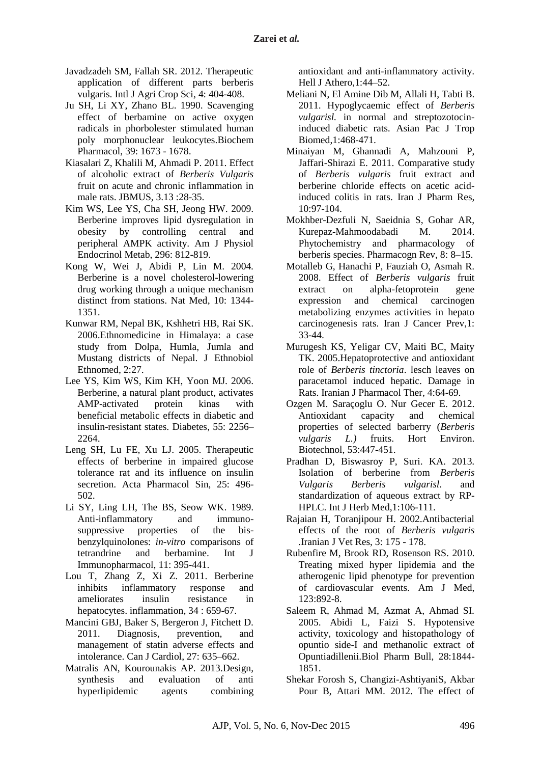Javadzadeh SM, Fallah SR. 2012. Therapeutic application of different parts berberis vulgaris. Intl J Agri Crop Sci, 4: 404-408.

Ju SH, Li XY, Zhano BL. 1990. Scavenging effect of berbamine on active oxygen radicals in phorbolester stimulated human poly morphonuclear leukocytes.Biochem Pharmacol, 39: 1673 - 1678.

Kiasalari Z, Khalili M, Ahmadi P. 2011. Effect of alcoholic extract of *Berberis Vulgaris* fruit on acute and chronic inflammation in male rats. JBMUS, 3.13 :28-35.

Kim WS, Lee YS, Cha SH, Jeong HW. 2009. Berberine improves lipid dysregulation in obesity by controlling central and peripheral AMPK activity. Am J Physiol Endocrinol Metab, 296: 812-819.

Kong W, Wei J, Abidi P, Lin M. 2004. Berberine is a novel cholesterol-lowering drug working through a unique mechanism distinct from stations. Nat Med, 10: 1344-1351.

Kunwar RM, Nepal BK, Kshhetri HB, Rai SK. 2006.Ethnomedicine in Himalaya: a case study from Dolpa, Humla, Jumla and Mustang districts of Nepal. J Ethnobiol Ethnomed, 2:27.

Lee YS, Kim WS, Kim KH, Yoon MJ. 2006. Berberine, a natural plant product, activates AMP-activated protein kinas with beneficial metabolic effects in diabetic and insulin-resistant states. Diabetes, 55: 2256–2264.

Leng SH, Lu FE, Xu LJ. 2005. Therapeutic effects of berberine in impaired glucose tolerance rat and its influence on insulin secretion. Acta Pharmacol Sin, 25: 496-502.

Li SY, Ling LH, The BS, Seow WK. 1989. Anti-inflammatory and immuno-suppressive properties of the bis-benzylquinolones: *in-vitro* comparisons of tetrandrine and berbamine. Int J Immunopharmacol, 11: 395-441.

Lou T, Zhang Z, Xi Z. 2011. Berberine inhibits inflammatory response and ameliorates insulin resistance in hepatocytes. inflammation, 34 : 659-67.

Mancini GBJ, Baker S, Bergeron J, Fitchett D. 2011. Diagnosis, prevention, and management of statin adverse effects and intolerance. Can J Cardiol, 27: 635–662.

Matralis AN, Kourounakis AP. 2013.Design, synthesis and evaluation of anti hyperlipidemic agents combining antioxidant and anti-inflammatory activity. Hell J Athero,1:44–52.

Meliani N, El Amine Dib M, Allali H, Tabti B. 2011. Hypoglycaemic effect of *Berberis vulgarisl.* in normal and streptozotocin-induced diabetic rats. Asian Pac J Trop Biomed,1:468-471.

Minaiyan M, Ghannadi A, Mahzouni P, Jaffari-Shirazi E. 2011. Comparative study of *Berberis vulgaris* fruit extract and berberine chloride effects on acetic acid-induced colitis in rats. Iran J Pharm Res, 10:97-104.

Mokhber-Dezfuli N, Saeidnia S, Gohar AR, Kurepaz-Mahmoodabadi M. 2014. Phytochemistry and pharmacology of berberis species. Pharmacogn Rev, 8: 8–15.

Motalleb G, Hanachi P, Fauziah O, Asmah R. 2008. Effect of *Berberis vulgaris* fruit extract on alpha-fetoprotein gene expression and chemical carcinogen metabolizing enzymes activities in hepato carcinogenesis rats. Iran J Cancer Prev,1: 33-44.

Murugesh KS, Yeligar CV, Maiti BC, Maity TK. 2005.Hepatoprotective and antioxidant role of *Berberis tinctoria*. lesch leaves on paracetamol induced hepatic. Damage in Rats. Iranian J Pharmacol Ther, 4:64-69.

Ozgen M. Saraçoglu O. Nur Gecer E. 2012. Antioxidant capacity and chemical properties of selected barberry (*Berberis vulgaris L.)* fruits. Hort Environ. Biotechnol, 53:447-451.

Pradhan D, Biswasroy P, Suri. KA. 2013. Isolation of berberine from *Berberis Vulgaris Berberis vulgarisl*. and standardization of aqueous extract by RP-HPLC. Int J Herb Med,1:106-111.

Rajaian H, Toranjipour H. 2002.Antibacterial effects of the root of *Berberis vulgaris* .Iranian J Vet Res, 3: 175 - 178.

Rubenfire M, Brook RD, Rosenson RS. 2010. Treating mixed hyper lipidemia and the atherogenic lipid phenotype for prevention of cardiovascular events. Am J Med, 123:892-8.

Saleem R, Ahmad M, Azmat A, Ahmad SI. 2005. Abidi L, Faizi S. Hypotensive activity, toxicology and histopathology of opuntio side-I and methanolic extract of Opuntiadillenii.Biol Pharm Bull, 28:1844-1851.

Shekar Forosh S, Changizi-AshtiyaniS, Akbar Pour B, Attari MM. 2012. The effect of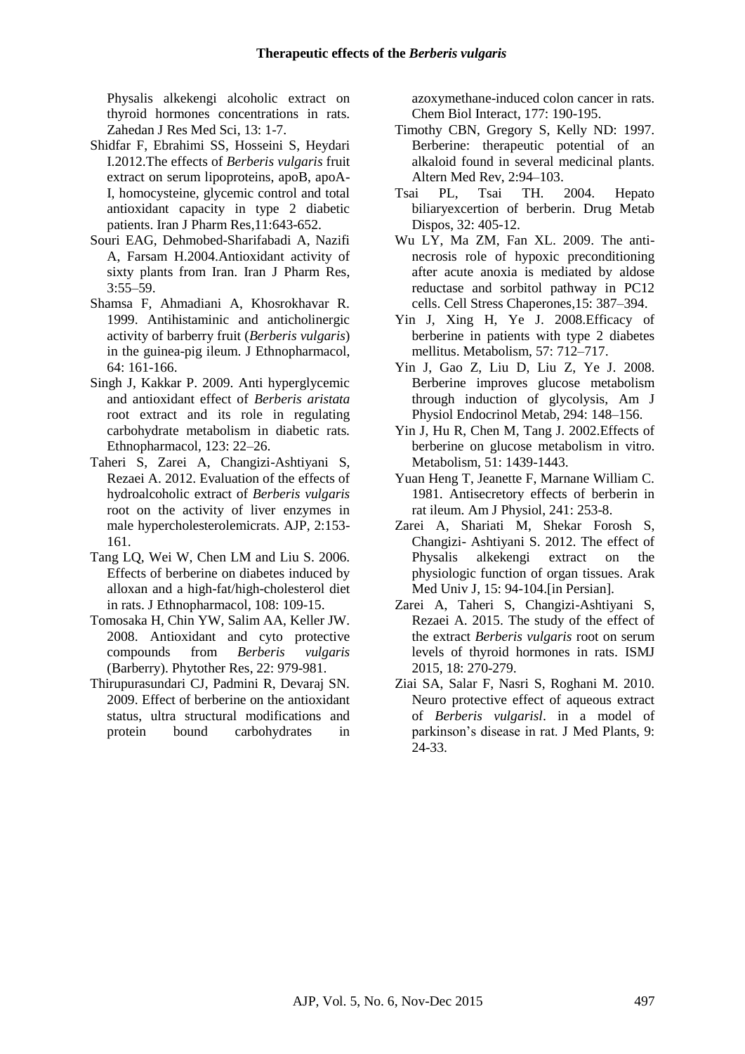Physalis alkekengi alcoholic extract on thyroid hormones concentrations in rats. Zahedan J Res Med Sci, 13: 1-7.

Shidfar F, Ebrahimi SS, Hosseini S, Heydari I.2012.The effects of *Berberis vulgaris* fruit extract on serum lipoproteins, apoB, apoA-I, homocysteine, glycemic control and total antioxidant capacity in type 2 diabetic patients. Iran J Pharm Res,11:643-652.

Souri EAG, Dehmobed-Sharifabadi A, Nazifi A, Farsam H.2004.Antioxidant activity of sixty plants from Iran. Iran J Pharm Res, 3:55–59.

Shamsa F, Ahmadiani A, Khosrokhavar R. 1999. Antihistaminic and anticholinergic activity of barberry fruit (*Berberis vulgaris*) in the guinea-pig ileum. J Ethnopharmacol, 64: 161-166.

Singh J, Kakkar P. 2009. Anti hyperglycemic and antioxidant effect of *Berberis aristata* root extract and its role in regulating carbohydrate metabolism in diabetic rats. Ethnopharmacol, 123: 22–26.

Taheri S, Zarei A, Changizi-Ashtiyani S, Rezaei A. 2012. Evaluation of the effects of hydroalcoholic extract of *Berberis vulgaris* root on the activity of liver enzymes in male hypercholesterolemicrats. AJP, 2:153-161.

Tang LQ, Wei W, Chen LM and Liu S. 2006. Effects of berberine on diabetes induced by alloxan and a high-fat/high-cholesterol diet in rats. J Ethnopharmacol, 108: 109-15.

Tomosaka H, Chin YW, Salim AA, Keller JW. 2008. Antioxidant and cyto protective compounds from *Berberis vulgaris* (Barberry). Phytother Res, 22: 979-981.

Thirupurasundari CJ, Padmini R, Devaraj SN. 2009. Effect of berberine on the antioxidant status, ultra structural modifications and protein bound carbohydrates in azoxymethane-induced colon cancer in rats. Chem Biol Interact, 177: 190-195.

Timothy CBN, Gregory S, Kelly ND: 1997. Berberine: therapeutic potential of an alkaloid found in several medicinal plants. Altern Med Rev, 2:94–103.

Tsai PL, Tsai TH. 2004. Hepato biliaryexcertion of berberin. Drug Metab Dispos, 32: 405-12.

Wu LY, Ma ZM, Fan XL. 2009. The anti-necrosis role of hypoxic preconditioning after acute anoxia is mediated by aldose reductase and sorbitol pathway in PC12 cells. Cell Stress Chaperones,15: 387–394.

Yin J, Xing H, Ye J. 2008.Efficacy of berberine in patients with type 2 diabetes mellitus. Metabolism, 57: 712–717.

Yin J, Gao Z, Liu D, Liu Z, Ye J. 2008. Berberine improves glucose metabolism through induction of glycolysis, Am J Physiol Endocrinol Metab, 294: 148–156.

Yin J, Hu R, Chen M, Tang J. 2002.Effects of berberine on glucose metabolism in vitro. Metabolism, 51: 1439-1443.

Yuan Heng T, Jeanette F, Marnane William C. 1981. Antisecretory effects of berberin in rat ileum. Am J Physiol, 241: 253-8.

Zarei A, Shariati M, Shekar Forosh S, Changizi- Ashtiyani S. 2012. The effect of Physalis alkekengi extract on the physiologic function of organ tissues. Arak Med Univ J, 15: 94-104.[in Persian].

Zarei A, Taheri S, Changizi-Ashtiyani S, Rezaei A. 2015. The study of the effect of the extract *Berberis vulgaris* root on serum levels of thyroid hormones in rats. ISMJ 2015, 18: 270-279.

Ziai SA, Salar F, Nasri S, Roghani M. 2010. Neuro protective effect of aqueous extract of *Berberis vulgarisl*. in a model of parkinson's disease in rat. J Med Plants, 9: 24-33.